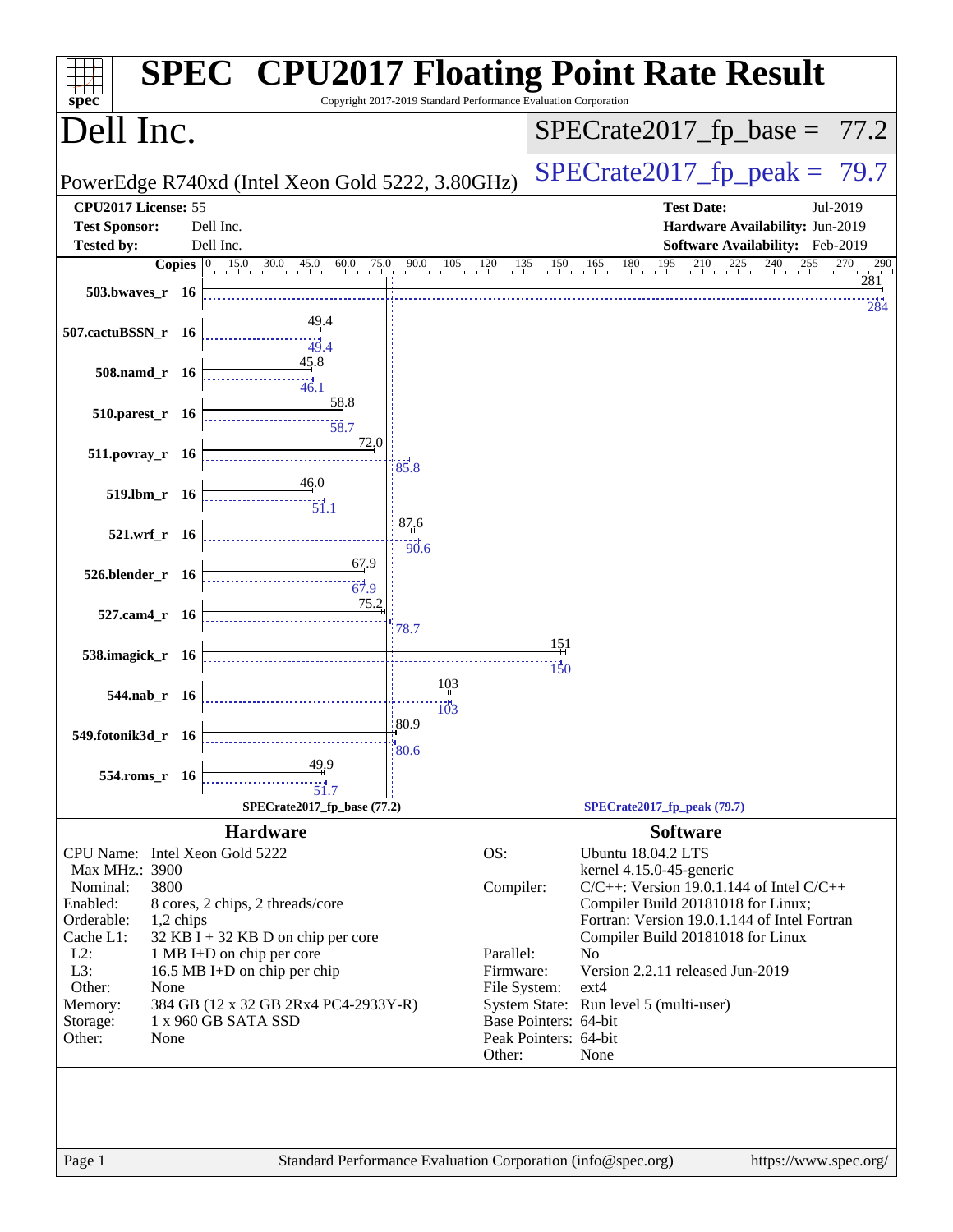# SPEC CPU2017 Floating Point Rate Result

Copyright 2017-2019 Standard Performance Evaluation Corporation

## Dell Inc.

PowerEdge R740xd (Intel Xeon Gold 5222, 3.80GHz)

SPECrate2017_fp_base = 77.2

SPECrate2017_fp_peak = 79.7

| | | | |
|---|---|---|---|
| **CPU2017 License:** | 55 | **Test Date:** | Jul-2019 |
| **Test Sponsor:** | Dell Inc. | **Hardware Availability:** | Jun-2019 |
| **Tested by:** | Dell Inc. | **Software Availability:** | Feb-2019 |

| Benchmark | Copies | Base | Peak |
|---|---|---|---|
| 503.bwaves_r | 16 | 281 | 284 |
| 507.cactuBSSN_r | 16 | 49.4 | 49.4 |
| 508.namd_r | 16 | 45.8 | 46.1 |
| 510.parest_r | 16 | 58.8 | 58.7 |
| 511.povray_r | 16 | 72.0 | 85.8 |
| 519.lbm_r | 16 | 46.0 | 51.1 |
| 521.wrf_r | 16 | 87.6 | 90.6 |
| 526.blender_r | 16 | 67.9 | 67.9 |
| 527.cam4_r | 16 | 75.2 | 78.7 |
| 538.imagick_r | 16 | 151 | 150 |
| 544.nab_r | 16 | 103 | 103 |
| 549.fotonik3d_r | 16 | 80.9 | 80.6 |
| 554.roms_r | 16 | 49.9 | 51.7 |

SPECrate2017_fp_base (77.2) — SPECrate2017_fp_peak (79.7)

### Hardware

| | |
|---|---|
| CPU Name: | Intel Xeon Gold 5222 |
| Max MHz.: | 3900 |
| Nominal: | 3800 |
| Enabled: | 8 cores, 2 chips, 2 threads/core |
| Orderable: | 1,2 chips |
| Cache L1: | 32 KB I + 32 KB D on chip per core |
| L2: | 1 MB I+D on chip per core |
| L3: | 16.5 MB I+D on chip per chip |
| Other: | None |
| Memory: | 384 GB (12 x 32 GB 2Rx4 PC4-2933Y-R) |
| Storage: | 1 x 960 GB SATA SSD |
| Other: | None |

### Software

| | |
|---|---|
| OS: | Ubuntu 18.04.2 LTS<br>kernel 4.15.0-45-generic |
| Compiler: | C/C++: Version 19.0.1.144 of Intel C/C++ Compiler Build 20181018 for Linux;<br>Fortran: Version 19.0.1.144 of Intel Fortran Compiler Build 20181018 for Linux |
| Parallel: | No |
| Firmware: | Version 2.2.11 released Jun-2019 |
| File System: | ext4 |
| System State: | Run level 5 (multi-user) |
| Base Pointers: | 64-bit |
| Peak Pointers: | 64-bit |
| Other: | None |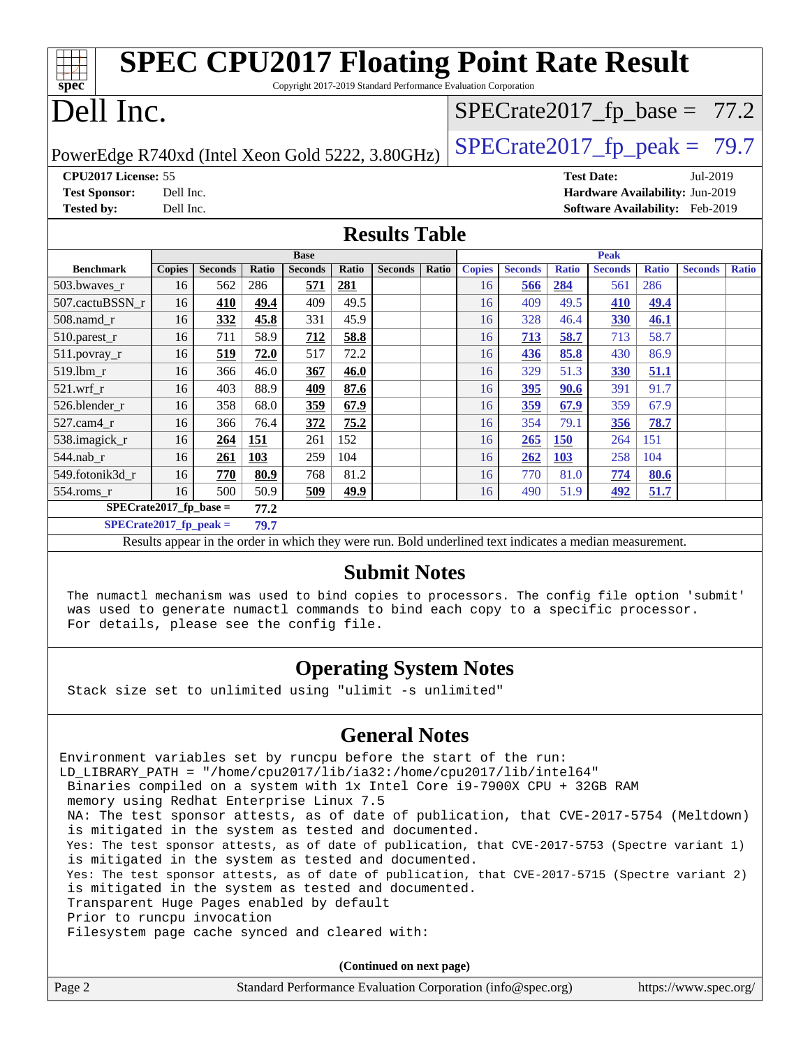# SPEC CPU2017 Floating Point Rate Result

Copyright 2017-2019 Standard Performance Evaluation Corporation

# Dell Inc.

PowerEdge R740xd (Intel Xeon Gold 5222, 3.80GHz)

SPECrate2017_fp_base = 77.2

SPECrate2017_fp_peak = 79.7

**CPU2017 License:** 55
**Test Sponsor:** Dell Inc.
**Tested by:** Dell Inc.

**Test Date:** Jul-2019
**Hardware Availability:** Jun-2019
**Software Availability:** Feb-2019

## Results Table

| Benchmark | Base | | | | | | | Peak | | | | | | |
|---|---|---|---|---|---|---|---|---|---|---|---|---|---|---|
| | Copies | Seconds | Ratio | Seconds | Ratio | Seconds | Ratio | Copies | Seconds | Ratio | Seconds | Ratio | Seconds | Ratio |
| 503.bwaves_r | 16 | 562 | 286 | **571** | **281** | | | 16 | **566** | **284** | 561 | 286 | | |
| 507.cactuBSSN_r | 16 | **410** | **49.4** | 409 | 49.5 | | | 16 | 409 | 49.5 | **410** | **49.4** | | |
| 508.namd_r | 16 | **332** | **45.8** | 331 | 45.9 | | | 16 | 328 | 46.4 | **330** | **46.1** | | |
| 510.parest_r | 16 | 711 | 58.9 | **712** | **58.8** | | | 16 | **713** | **58.7** | 713 | 58.7 | | |
| 511.povray_r | 16 | **519** | **72.0** | 517 | 72.2 | | | 16 | **436** | **85.8** | 430 | 86.9 | | |
| 519.lbm_r | 16 | 366 | 46.0 | **367** | **46.0** | | | 16 | 329 | 51.3 | **330** | **51.1** | | |
| 521.wrf_r | 16 | 403 | 88.9 | **409** | **87.6** | | | 16 | **395** | **90.6** | 391 | 91.7 | | |
| 526.blender_r | 16 | 358 | 68.0 | **359** | **67.9** | | | 16 | **359** | **67.9** | 359 | 67.9 | | |
| 527.cam4_r | 16 | 366 | 76.4 | **372** | **75.2** | | | 16 | 354 | 79.1 | **356** | **78.7** | | |
| 538.imagick_r | 16 | **264** | **151** | 261 | 152 | | | 16 | **265** | **150** | 264 | 151 | | |
| 544.nab_r | 16 | **261** | **103** | 259 | 104 | | | 16 | **262** | **103** | 258 | 104 | | |
| 549.fotonik3d_r | 16 | **770** | **80.9** | 768 | 81.2 | | | 16 | 770 | 81.0 | **774** | **80.6** | | |
| 554.roms_r | 16 | 500 | 50.9 | **509** | **49.9** | | | 16 | 490 | 51.9 | **492** | **51.7** | | |

**SPECrate2017_fp_base = 77.2**

**SPECrate2017_fp_peak = 79.7**

Results appear in the order in which they were run. Bold underlined text indicates a median measurement.

## Submit Notes

```
The numactl mechanism was used to bind copies to processors. The config file option 'submit'
was used to generate numactl commands to bind each copy to a specific processor.
For details, please see the config file.
```

## Operating System Notes

```
Stack size set to unlimited using "ulimit -s unlimited"
```

## General Notes

```
Environment variables set by runcpu before the start of the run:
LD_LIBRARY_PATH = "/home/cpu2017/lib/ia32:/home/cpu2017/lib/intel64"
 Binaries compiled on a system with 1x Intel Core i9-7900X CPU + 32GB RAM
 memory using Redhat Enterprise Linux 7.5
 NA: The test sponsor attests, as of date of publication, that CVE-2017-5754 (Meltdown)
 is mitigated in the system as tested and documented.
 Yes: The test sponsor attests, as of date of publication, that CVE-2017-5753 (Spectre variant 1)
 is mitigated in the system as tested and documented.
 Yes: The test sponsor attests, as of date of publication, that CVE-2017-5715 (Spectre variant 2)
 is mitigated in the system as tested and documented.
 Transparent Huge Pages enabled by default
 Prior to runcpu invocation
 Filesystem page cache synced and cleared with:
```

**(Continued on next page)**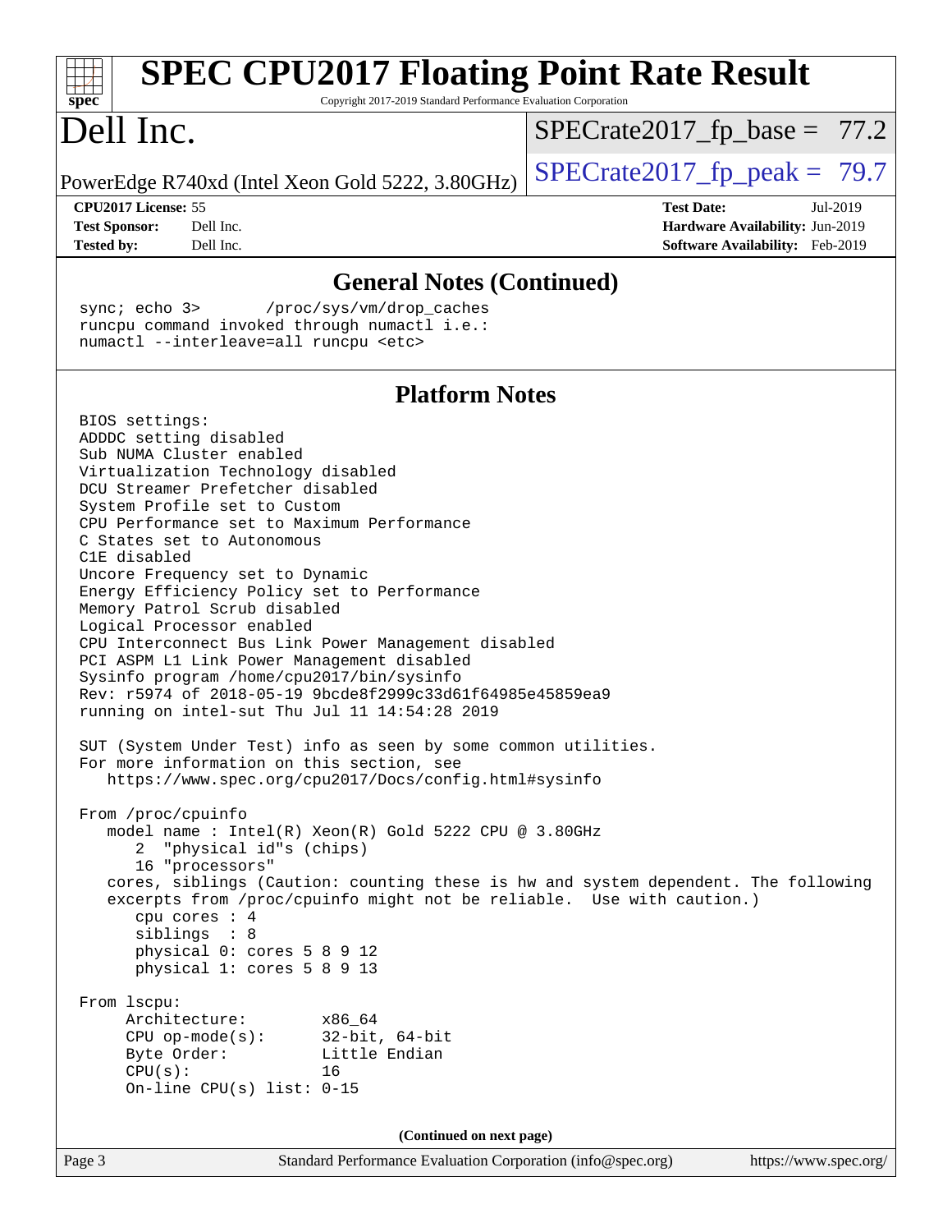# SPEC CPU2017 Floating Point Rate Result

Copyright 2017-2019 Standard Performance Evaluation Corporation

# Dell Inc.

PowerEdge R740xd (Intel Xeon Gold 5222, 3.80GHz)

SPECrate2017_fp_base = 77.2

SPECrate2017_fp_peak = 79.7

**CPU2017 License:** 55
**Test Sponsor:** Dell Inc.
**Tested by:** Dell Inc.

**Test Date:** Jul-2019
**Hardware Availability:** Jun-2019
**Software Availability:** Feb-2019

## General Notes (Continued)

```
sync; echo 3>       /proc/sys/vm/drop_caches
runcpu command invoked through numactl i.e.:
numactl --interleave=all runcpu <etc>
```

## Platform Notes

```
BIOS settings:
ADDDC setting disabled
Sub NUMA Cluster enabled
Virtualization Technology disabled
DCU Streamer Prefetcher disabled
System Profile set to Custom
CPU Performance set to Maximum Performance
C States set to Autonomous
C1E disabled
Uncore Frequency set to Dynamic
Energy Efficiency Policy set to Performance
Memory Patrol Scrub disabled
Logical Processor enabled
CPU Interconnect Bus Link Power Management disabled
PCI ASPM L1 Link Power Management disabled
Sysinfo program /home/cpu2017/bin/sysinfo
Rev: r5974 of 2018-05-19 9bcde8f2999c33d61f64985e45859ea9
running on intel-sut Thu Jul 11 14:54:28 2019

SUT (System Under Test) info as seen by some common utilities.
For more information on this section, see
   https://www.spec.org/cpu2017/Docs/config.html#sysinfo

From /proc/cpuinfo
   model name : Intel(R) Xeon(R) Gold 5222 CPU @ 3.80GHz
      2  "physical id"s (chips)
      16 "processors"
   cores, siblings (Caution: counting these is hw and system dependent. The following
   excerpts from /proc/cpuinfo might not be reliable.  Use with caution.)
      cpu cores : 4
      siblings  : 8
      physical 0: cores 5 8 9 12
      physical 1: cores 5 8 9 13

From lscpu:
     Architecture:        x86_64
     CPU op-mode(s):      32-bit, 64-bit
     Byte Order:          Little Endian
     CPU(s):              16
     On-line CPU(s) list: 0-15
```

(Continued on next page)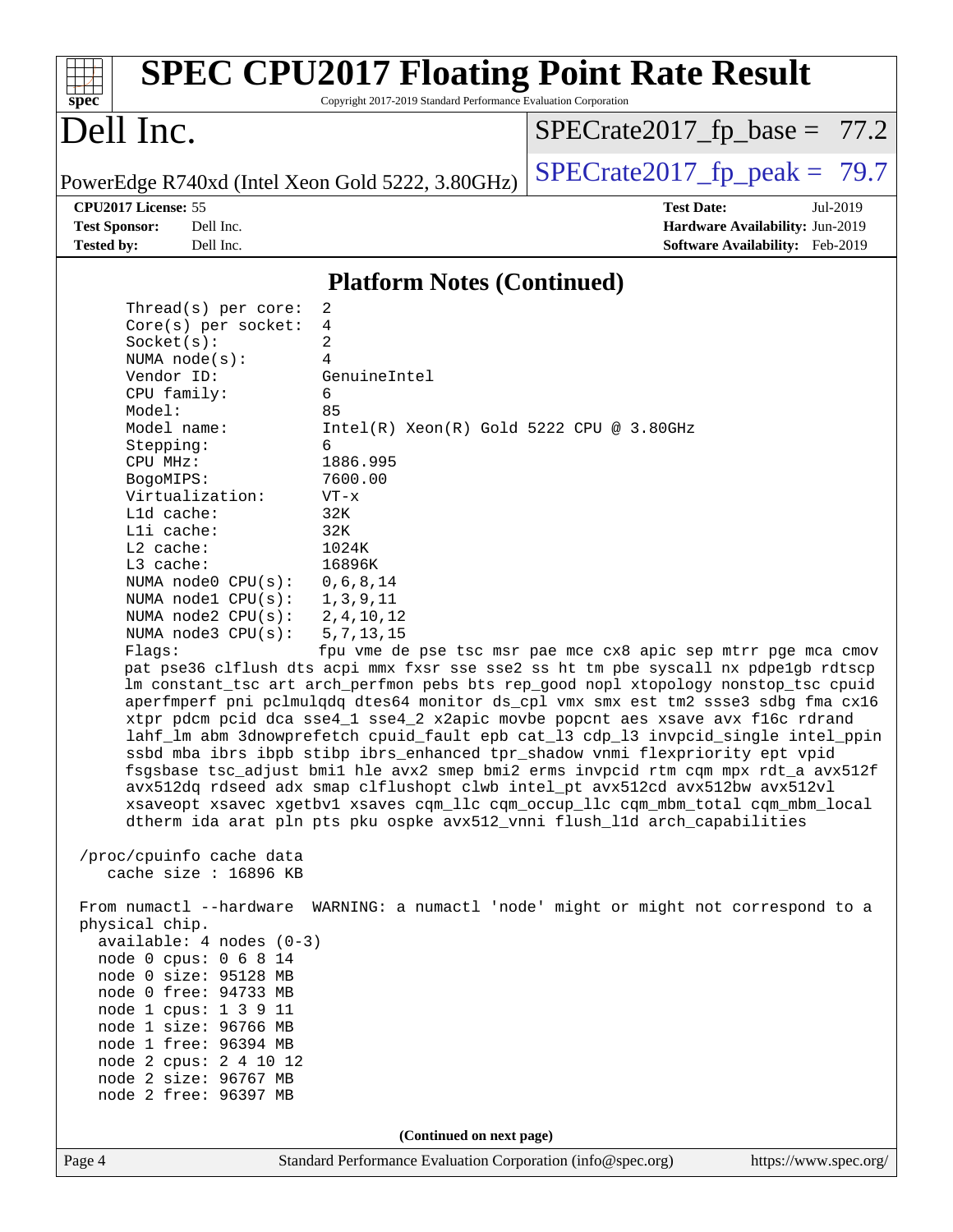## Platform Notes (Continued)

```
     Thread(s) per core:  2
     Core(s) per socket:  4
     Socket(s):           2
     NUMA node(s):        4
     Vendor ID:           GenuineIntel
     CPU family:          6
     Model:               85
     Model name:          Intel(R) Xeon(R) Gold 5222 CPU @ 3.80GHz
     Stepping:            6
     CPU MHz:             1886.995
     BogoMIPS:            7600.00
     Virtualization:      VT-x
     L1d cache:           32K
     L1i cache:           32K
     L2 cache:            1024K
     L3 cache:            16896K
     NUMA node0 CPU(s):   0,6,8,14
     NUMA node1 CPU(s):   1,3,9,11
     NUMA node2 CPU(s):   2,4,10,12
     NUMA node3 CPU(s):   5,7,13,15
     Flags:               fpu vme de pse tsc msr pae mce cx8 apic sep mtrr pge mca cmov
     pat pse36 clflush dts acpi mmx fxsr sse sse2 ss ht tm pbe syscall nx pdpe1gb rdtscp
     lm constant_tsc art arch_perfmon pebs bts rep_good nopl xtopology nonstop_tsc cpuid
     aperfmperf pni pclmulqdq dtes64 monitor ds_cpl vmx smx est tm2 ssse3 sdbg fma cx16
     xtpr pdcm pcid dca sse4_1 sse4_2 x2apic movbe popcnt aes xsave avx f16c rdrand
     lahf_lm abm 3dnowprefetch cpuid_fault epb cat_l3 cdp_l3 invpcid_single intel_ppin
     ssbd mba ibrs ibpb stibp ibrs_enhanced tpr_shadow vnmi flexpriority ept vpid
     fsgsbase tsc_adjust bmi1 hle avx2 smep bmi2 erms invpcid rtm cqm mpx rdt_a avx512f
     avx512dq rdseed adx smap clflushopt clwb intel_pt avx512cd avx512bw avx512vl
     xsaveopt xsavec xgetbv1 xsaves cqm_llc cqm_occup_llc cqm_mbm_total cqm_mbm_local
     dtherm ida arat pln pts pku ospke avx512_vnni flush_l1d arch_capabilities

 /proc/cpuinfo cache data
    cache size : 16896 KB

 From numactl --hardware  WARNING: a numactl 'node' might or might not correspond to a
 physical chip.
   available: 4 nodes (0-3)
   node 0 cpus: 0 6 8 14
   node 0 size: 95128 MB
   node 0 free: 94733 MB
   node 1 cpus: 1 3 9 11
   node 1 size: 96766 MB
   node 1 free: 96394 MB
   node 2 cpus: 2 4 10 12
   node 2 size: 96767 MB
   node 2 free: 96397 MB
```

**(Continued on next page)**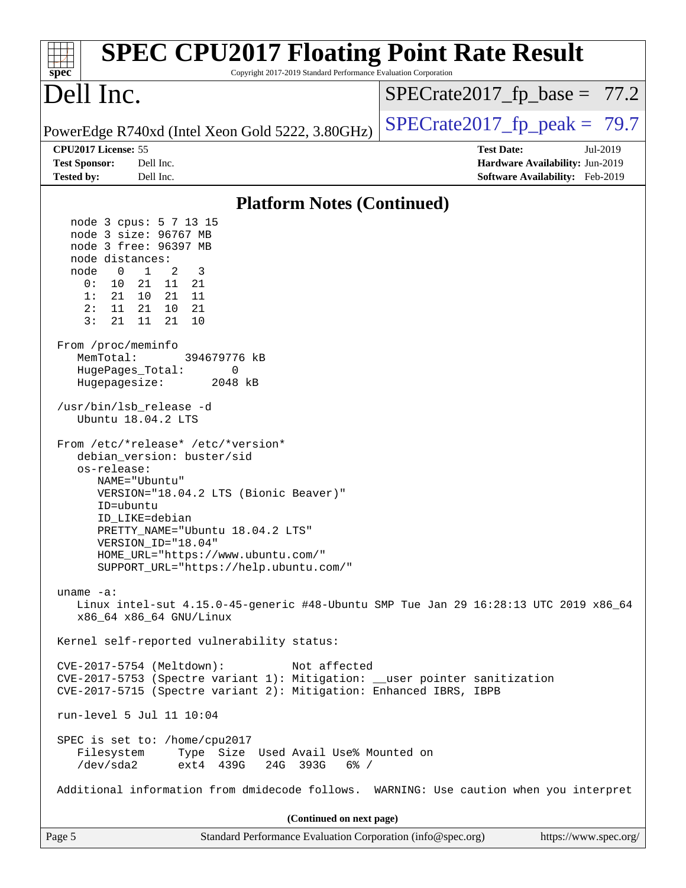## Platform Notes (Continued)

```
  node 3 cpus: 5 7 13 15
  node 3 size: 96767 MB
  node 3 free: 96397 MB
  node distances:
  node   0   1   2   3
    0:  10  21  11  21
    1:  21  10  21  11
    2:  11  21  10  21
    3:  21  11  21  10

From /proc/meminfo
   MemTotal:       394679776 kB
   HugePages_Total:       0
   Hugepagesize:       2048 kB

/usr/bin/lsb_release -d
   Ubuntu 18.04.2 LTS

From /etc/*release* /etc/*version*
   debian_version: buster/sid
   os-release:
      NAME="Ubuntu"
      VERSION="18.04.2 LTS (Bionic Beaver)"
      ID=ubuntu
      ID_LIKE=debian
      PRETTY_NAME="Ubuntu 18.04.2 LTS"
      VERSION_ID="18.04"
      HOME_URL="https://www.ubuntu.com/"
      SUPPORT_URL="https://help.ubuntu.com/"

uname -a:
   Linux intel-sut 4.15.0-45-generic #48-Ubuntu SMP Tue Jan 29 16:28:13 UTC 2019 x86_64
   x86_64 x86_64 GNU/Linux

Kernel self-reported vulnerability status:

CVE-2017-5754 (Meltdown):          Not affected
CVE-2017-5753 (Spectre variant 1): Mitigation: __user pointer sanitization
CVE-2017-5715 (Spectre variant 2): Mitigation: Enhanced IBRS, IBPB

run-level 5 Jul 11 10:04

SPEC is set to: /home/cpu2017
   Filesystem     Type  Size  Used Avail Use% Mounted on
   /dev/sda2      ext4  439G   24G  393G   6% /

Additional information from dmidecode follows.  WARNING: Use caution when you interpret
```

**(Continued on next page)**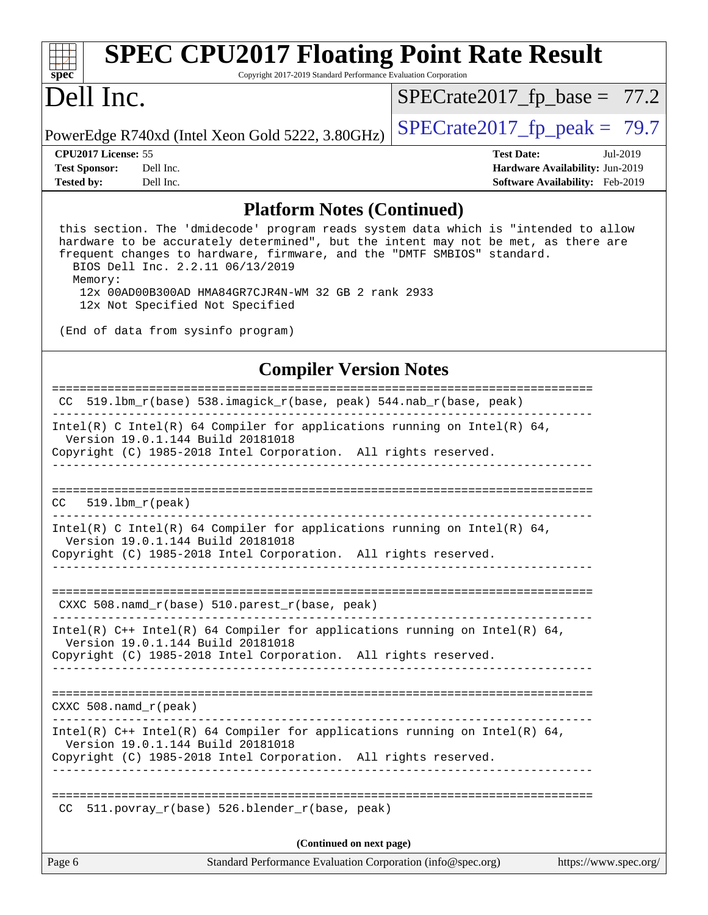## Platform Notes (Continued)

```
 this section. The 'dmidecode' program reads system data which is "intended to allow
 hardware to be accurately determined", but the intent may not be met, as there are
 frequent changes to hardware, firmware, and the "DMTF SMBIOS" standard.
   BIOS Dell Inc. 2.2.11 06/13/2019
   Memory:
    12x 00AD00B300AD HMA84GR7CJR4N-WM 32 GB 2 rank 2933
    12x Not Specified Not Specified

 (End of data from sysinfo program)
```

## Compiler Version Notes

```
==============================================================================
 CC  519.lbm_r(base) 538.imagick_r(base, peak) 544.nab_r(base, peak)
------------------------------------------------------------------------------
Intel(R) C Intel(R) 64 Compiler for applications running on Intel(R) 64,
  Version 19.0.1.144 Build 20181018
Copyright (C) 1985-2018 Intel Corporation.  All rights reserved.
------------------------------------------------------------------------------

==============================================================================
CC   519.lbm_r(peak)
------------------------------------------------------------------------------
Intel(R) C Intel(R) 64 Compiler for applications running on Intel(R) 64,
  Version 19.0.1.144 Build 20181018
Copyright (C) 1985-2018 Intel Corporation.  All rights reserved.
------------------------------------------------------------------------------

==============================================================================
 CXXC 508.namd_r(base) 510.parest_r(base, peak)
------------------------------------------------------------------------------
Intel(R) C++ Intel(R) 64 Compiler for applications running on Intel(R) 64,
  Version 19.0.1.144 Build 20181018
Copyright (C) 1985-2018 Intel Corporation.  All rights reserved.
------------------------------------------------------------------------------

==============================================================================
CXXC 508.namd_r(peak)
------------------------------------------------------------------------------
Intel(R) C++ Intel(R) 64 Compiler for applications running on Intel(R) 64,
  Version 19.0.1.144 Build 20181018
Copyright (C) 1985-2018 Intel Corporation.  All rights reserved.
------------------------------------------------------------------------------

==============================================================================
 CC  511.povray_r(base) 526.blender_r(base, peak)
```

(Continued on next page)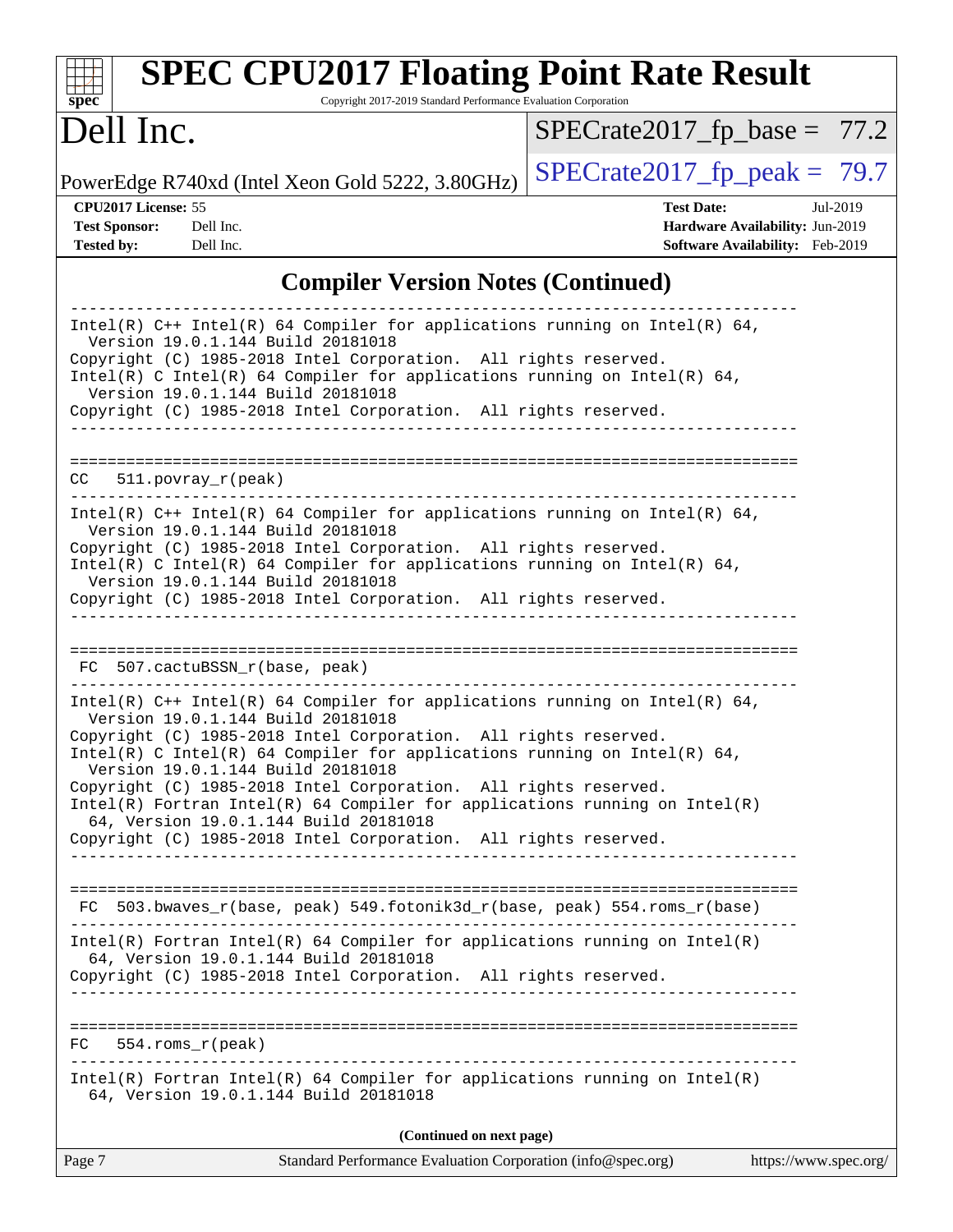## Compiler Version Notes (Continued)

```
------------------------------------------------------------------------------
Intel(R) C++ Intel(R) 64 Compiler for applications running on Intel(R) 64,
  Version 19.0.1.144 Build 20181018
Copyright (C) 1985-2018 Intel Corporation.  All rights reserved.
Intel(R) C Intel(R) 64 Compiler for applications running on Intel(R) 64,
  Version 19.0.1.144 Build 20181018
Copyright (C) 1985-2018 Intel Corporation.  All rights reserved.
------------------------------------------------------------------------------

==============================================================================
CC   511.povray_r(peak)
------------------------------------------------------------------------------
Intel(R) C++ Intel(R) 64 Compiler for applications running on Intel(R) 64,
  Version 19.0.1.144 Build 20181018
Copyright (C) 1985-2018 Intel Corporation.  All rights reserved.
Intel(R) C Intel(R) 64 Compiler for applications running on Intel(R) 64,
  Version 19.0.1.144 Build 20181018
Copyright (C) 1985-2018 Intel Corporation.  All rights reserved.
------------------------------------------------------------------------------

==============================================================================
 FC  507.cactuBSSN_r(base, peak)
------------------------------------------------------------------------------
Intel(R) C++ Intel(R) 64 Compiler for applications running on Intel(R) 64,
  Version 19.0.1.144 Build 20181018
Copyright (C) 1985-2018 Intel Corporation.  All rights reserved.
Intel(R) C Intel(R) 64 Compiler for applications running on Intel(R) 64,
  Version 19.0.1.144 Build 20181018
Copyright (C) 1985-2018 Intel Corporation.  All rights reserved.
Intel(R) Fortran Intel(R) 64 Compiler for applications running on Intel(R)
  64, Version 19.0.1.144 Build 20181018
Copyright (C) 1985-2018 Intel Corporation.  All rights reserved.
------------------------------------------------------------------------------

==============================================================================
 FC  503.bwaves_r(base, peak) 549.fotonik3d_r(base, peak) 554.roms_r(base)
------------------------------------------------------------------------------
Intel(R) Fortran Intel(R) 64 Compiler for applications running on Intel(R)
  64, Version 19.0.1.144 Build 20181018
Copyright (C) 1985-2018 Intel Corporation.  All rights reserved.
------------------------------------------------------------------------------

==============================================================================
FC   554.roms_r(peak)
------------------------------------------------------------------------------
Intel(R) Fortran Intel(R) 64 Compiler for applications running on Intel(R)
  64, Version 19.0.1.144 Build 20181018
```

(Continued on next page)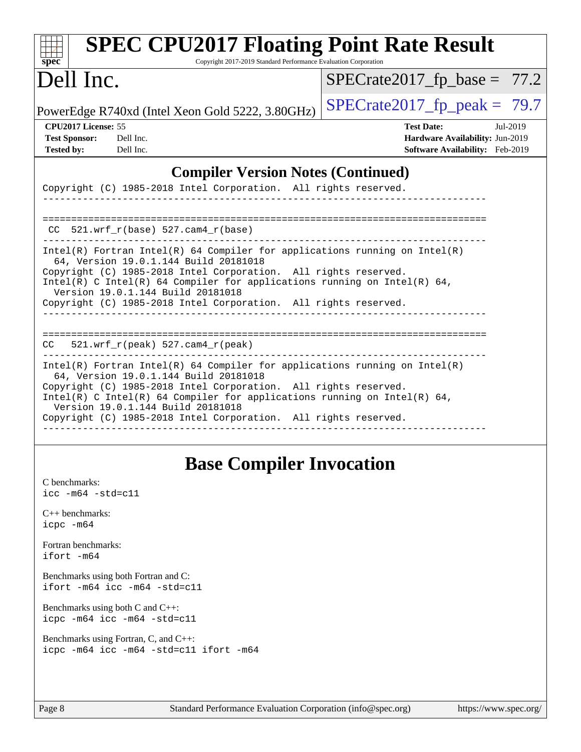## Compiler Version Notes (Continued)

```
Copyright (C) 1985-2018 Intel Corporation.  All rights reserved.
------------------------------------------------------------------------------

==============================================================================
 CC  521.wrf_r(base) 527.cam4_r(base)
------------------------------------------------------------------------------
Intel(R) Fortran Intel(R) 64 Compiler for applications running on Intel(R)
  64, Version 19.0.1.144 Build 20181018
Copyright (C) 1985-2018 Intel Corporation.  All rights reserved.
Intel(R) C Intel(R) 64 Compiler for applications running on Intel(R) 64,
  Version 19.0.1.144 Build 20181018
Copyright (C) 1985-2018 Intel Corporation.  All rights reserved.
------------------------------------------------------------------------------

==============================================================================
 CC  521.wrf_r(peak) 527.cam4_r(peak)
------------------------------------------------------------------------------
Intel(R) Fortran Intel(R) 64 Compiler for applications running on Intel(R)
  64, Version 19.0.1.144 Build 20181018
Copyright (C) 1985-2018 Intel Corporation.  All rights reserved.
Intel(R) C Intel(R) 64 Compiler for applications running on Intel(R) 64,
  Version 19.0.1.144 Build 20181018
Copyright (C) 1985-2018 Intel Corporation.  All rights reserved.
------------------------------------------------------------------------------
```

## Base Compiler Invocation

C benchmarks:
`icc -m64 -std=c11`

C++ benchmarks:
`icpc -m64`

Fortran benchmarks:
`ifort -m64`

Benchmarks using both Fortran and C:
`ifort -m64 icc -m64 -std=c11`

Benchmarks using both C and C++:
`icpc -m64 icc -m64 -std=c11`

Benchmarks using Fortran, C, and C++:
`icpc -m64 icc -m64 -std=c11 ifort -m64`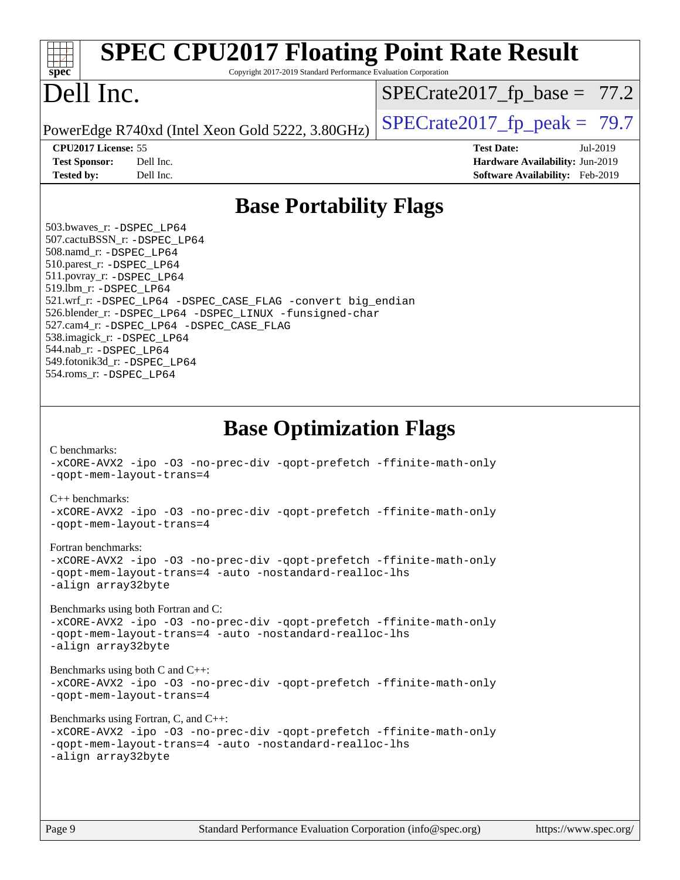# Base Portability Flags

503.bwaves_r: -DSPEC_LP64
507.cactuBSSN_r: -DSPEC_LP64
508.namd_r: -DSPEC_LP64
510.parest_r: -DSPEC_LP64
511.povray_r: -DSPEC_LP64
519.lbm_r: -DSPEC_LP64
521.wrf_r: -DSPEC_LP64 -DSPEC_CASE_FLAG -convert big_endian
526.blender_r: -DSPEC_LP64 -DSPEC_LINUX -funsigned-char
527.cam4_r: -DSPEC_LP64 -DSPEC_CASE_FLAG
538.imagick_r: -DSPEC_LP64
544.nab_r: -DSPEC_LP64
549.fotonik3d_r: -DSPEC_LP64
554.roms_r: -DSPEC_LP64

# Base Optimization Flags

C benchmarks:
-xCORE-AVX2 -ipo -O3 -no-prec-div -qopt-prefetch -ffinite-math-only
-qopt-mem-layout-trans=4

C++ benchmarks:
-xCORE-AVX2 -ipo -O3 -no-prec-div -qopt-prefetch -ffinite-math-only
-qopt-mem-layout-trans=4

Fortran benchmarks:
-xCORE-AVX2 -ipo -O3 -no-prec-div -qopt-prefetch -ffinite-math-only
-qopt-mem-layout-trans=4 -auto -nostandard-realloc-lhs
-align array32byte

Benchmarks using both Fortran and C:
-xCORE-AVX2 -ipo -O3 -no-prec-div -qopt-prefetch -ffinite-math-only
-qopt-mem-layout-trans=4 -auto -nostandard-realloc-lhs
-align array32byte

Benchmarks using both C and C++:
-xCORE-AVX2 -ipo -O3 -no-prec-div -qopt-prefetch -ffinite-math-only
-qopt-mem-layout-trans=4

Benchmarks using Fortran, C, and C++:
-xCORE-AVX2 -ipo -O3 -no-prec-div -qopt-prefetch -ffinite-math-only
-qopt-mem-layout-trans=4 -auto -nostandard-realloc-lhs
-align array32byte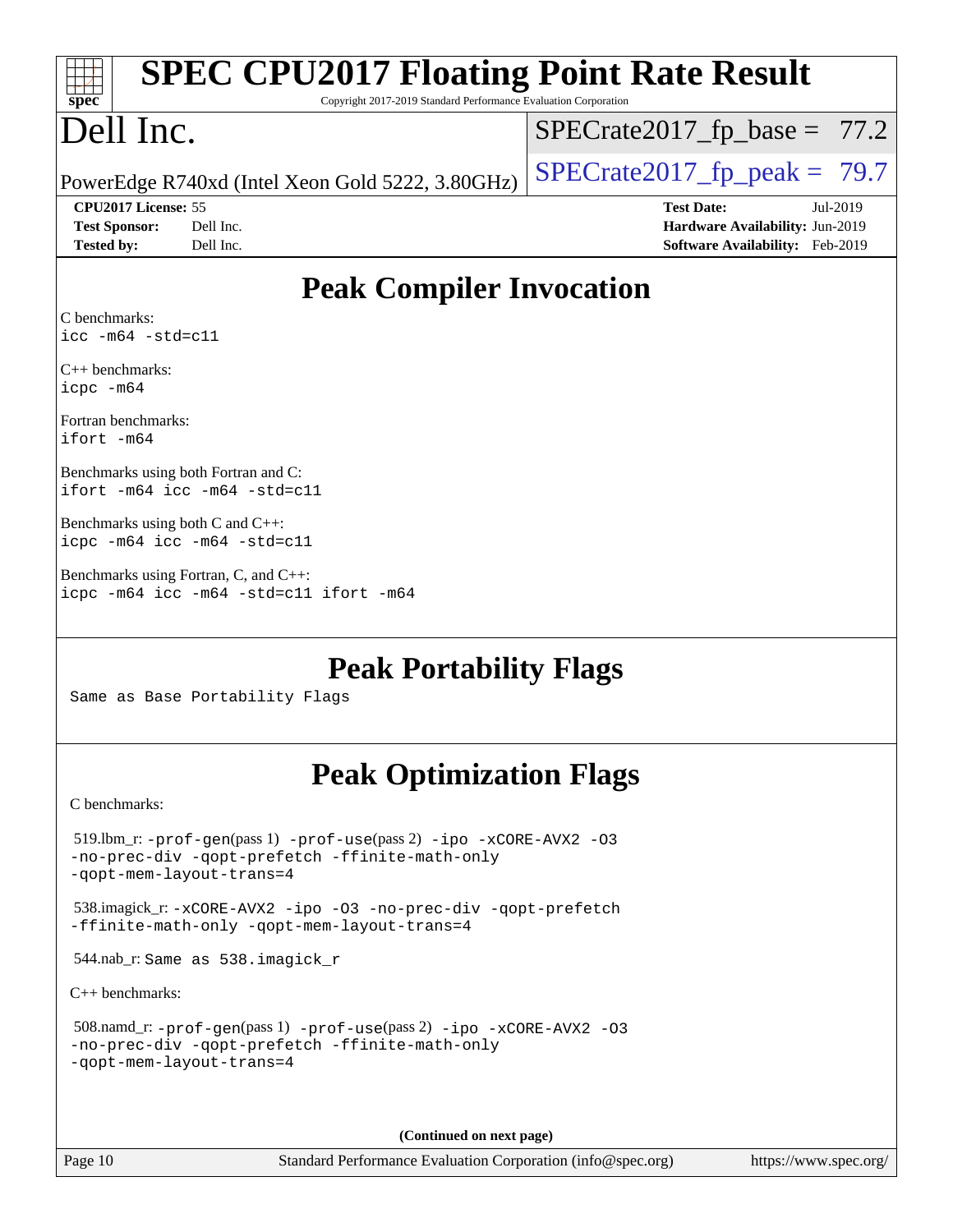## Peak Compiler Invocation

C benchmarks:
```
icc -m64 -std=c11
```

C++ benchmarks:
```
icpc -m64
```

Fortran benchmarks:
```
ifort -m64
```

Benchmarks using both Fortran and C:
```
ifort -m64 icc -m64 -std=c11
```

Benchmarks using both C and C++:
```
icpc -m64 icc -m64 -std=c11
```

Benchmarks using Fortran, C, and C++:
```
icpc -m64 icc -m64 -std=c11 ifort -m64
```

## Peak Portability Flags

Same as Base Portability Flags

## Peak Optimization Flags

C benchmarks:

519.lbm_r: -prof-gen(pass 1) -prof-use(pass 2) -ipo -xCORE-AVX2 -O3 -no-prec-div -qopt-prefetch -ffinite-math-only -qopt-mem-layout-trans=4

538.imagick_r: -xCORE-AVX2 -ipo -O3 -no-prec-div -qopt-prefetch -ffinite-math-only -qopt-mem-layout-trans=4

544.nab_r: Same as 538.imagick_r

C++ benchmarks:

508.namd_r: -prof-gen(pass 1) -prof-use(pass 2) -ipo -xCORE-AVX2 -O3 -no-prec-div -qopt-prefetch -ffinite-math-only -qopt-mem-layout-trans=4

**(Continued on next page)**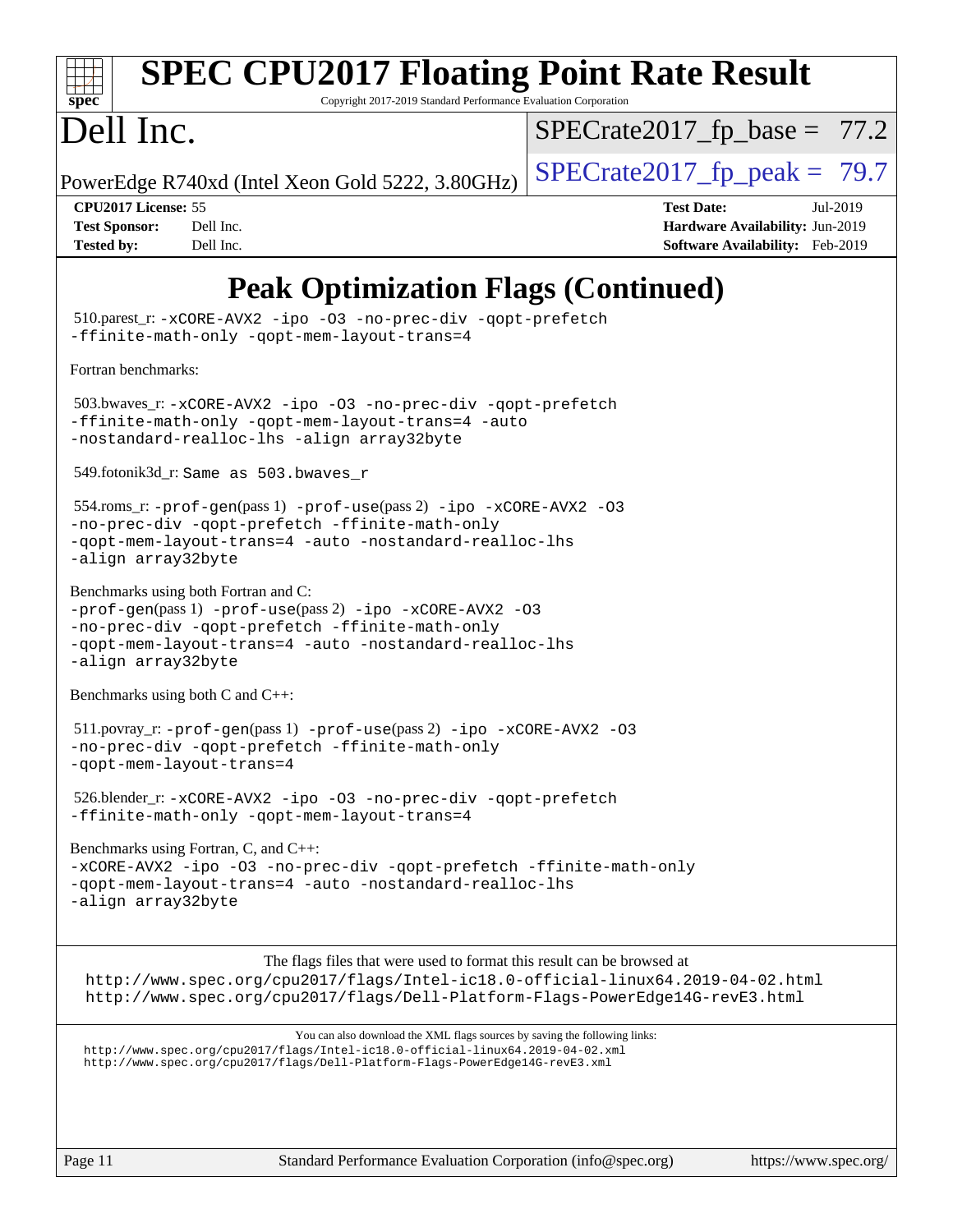# Peak Optimization Flags (Continued)

510.parest_r: `-xCORE-AVX2 -ipo -O3 -no-prec-div -qopt-prefetch -ffinite-math-only -qopt-mem-layout-trans=4`

Fortran benchmarks:

503.bwaves_r: `-xCORE-AVX2 -ipo -O3 -no-prec-div -qopt-prefetch -ffinite-math-only -qopt-mem-layout-trans=4 -auto -nostandard-realloc-lhs -align array32byte`

549.fotonik3d_r: `Same as 503.bwaves_r`

554.roms_r: `-prof-gen`(pass 1) `-prof-use`(pass 2) `-ipo -xCORE-AVX2 -O3 -no-prec-div -qopt-prefetch -ffinite-math-only -qopt-mem-layout-trans=4 -auto -nostandard-realloc-lhs -align array32byte`

Benchmarks using both Fortran and C:
`-prof-gen`(pass 1) `-prof-use`(pass 2) `-ipo -xCORE-AVX2 -O3 -no-prec-div -qopt-prefetch -ffinite-math-only -qopt-mem-layout-trans=4 -auto -nostandard-realloc-lhs -align array32byte`

Benchmarks using both C and C++:

511.povray_r: `-prof-gen`(pass 1) `-prof-use`(pass 2) `-ipo -xCORE-AVX2 -O3 -no-prec-div -qopt-prefetch -ffinite-math-only -qopt-mem-layout-trans=4`

526.blender_r: `-xCORE-AVX2 -ipo -O3 -no-prec-div -qopt-prefetch -ffinite-math-only -qopt-mem-layout-trans=4`

Benchmarks using Fortran, C, and C++:
`-xCORE-AVX2 -ipo -O3 -no-prec-div -qopt-prefetch -ffinite-math-only -qopt-mem-layout-trans=4 -auto -nostandard-realloc-lhs -align array32byte`

The flags files that were used to format this result can be browsed at
http://www.spec.org/cpu2017/flags/Intel-ic18.0-official-linux64.2019-04-02.html
http://www.spec.org/cpu2017/flags/Dell-Platform-Flags-PowerEdge14G-revE3.html

You can also download the XML flags sources by saving the following links:
http://www.spec.org/cpu2017/flags/Intel-ic18.0-official-linux64.2019-04-02.xml
http://www.spec.org/cpu2017/flags/Dell-Platform-Flags-PowerEdge14G-revE3.xml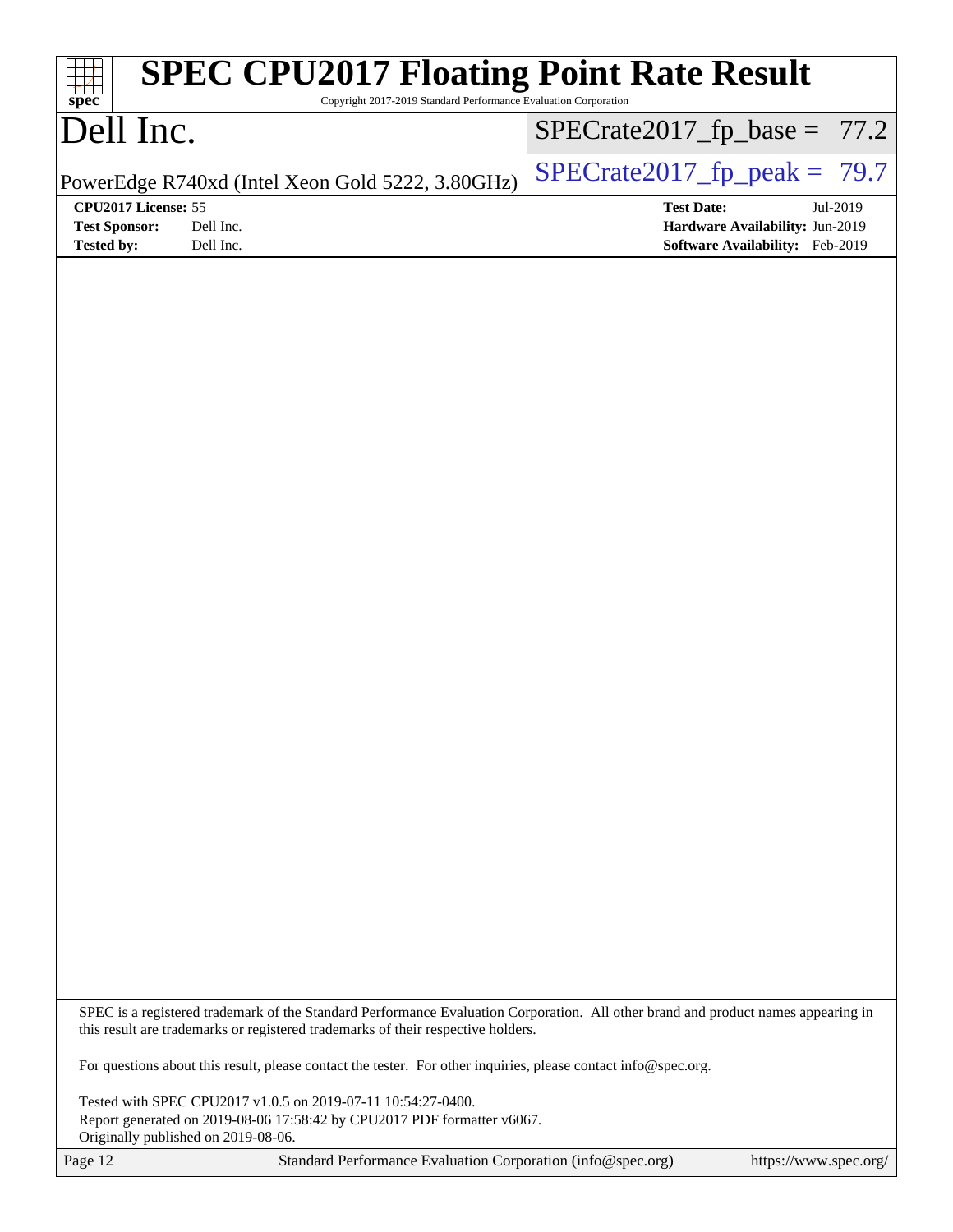SPEC is a registered trademark of the Standard Performance Evaluation Corporation. All other brand and product names appearing in this result are trademarks or registered trademarks of their respective holders.

For questions about this result, please contact the tester. For other inquiries, please contact info@spec.org.

Tested with SPEC CPU2017 v1.0.5 on 2019-07-11 10:54:27-0400.
Report generated on 2019-08-06 17:58:42 by CPU2017 PDF formatter v6067.
Originally published on 2019-08-06.